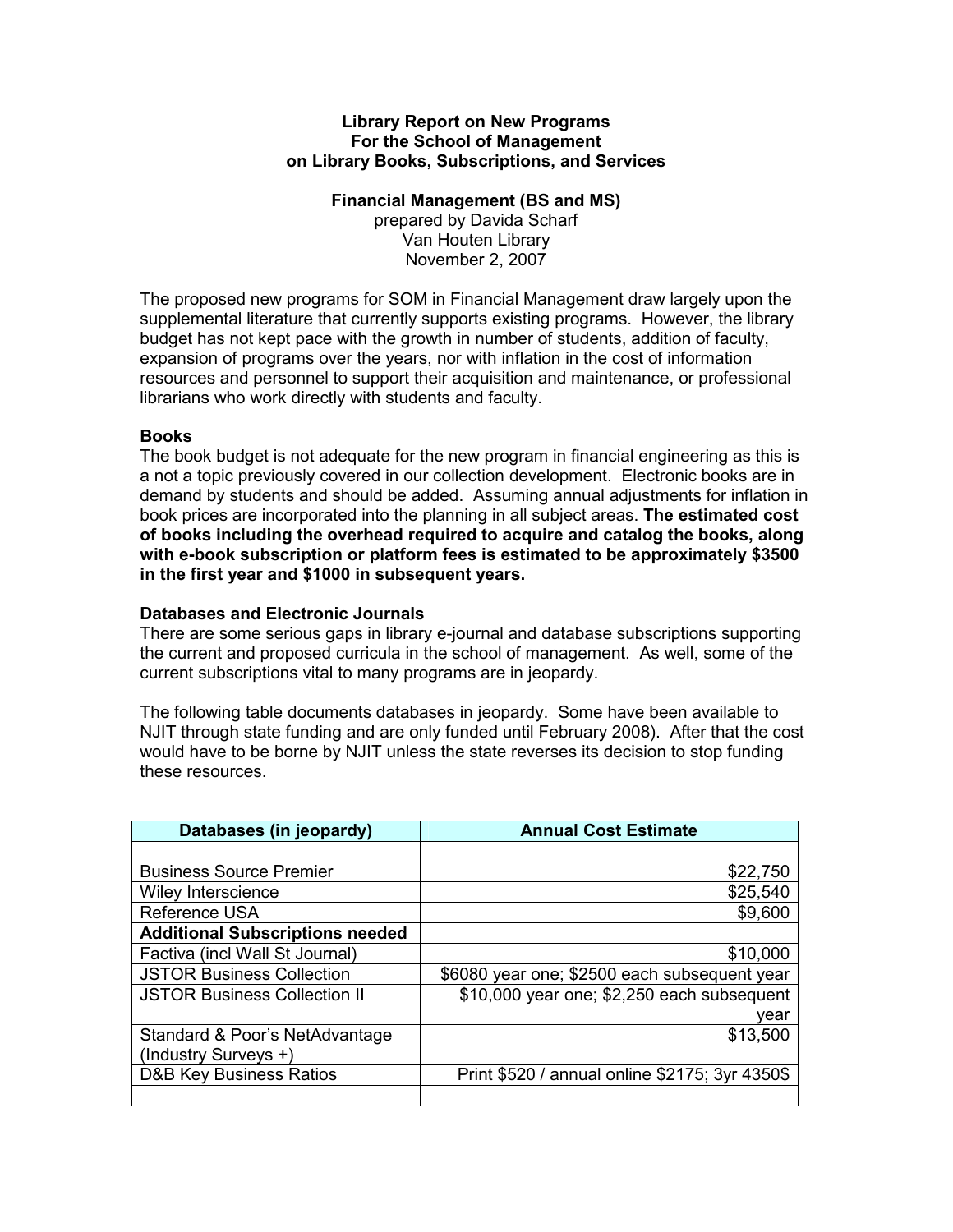**Library Report on New Programs**
**For the School of Management**
**on Library Books, Subscriptions, and Services**

**Financial Management (BS and MS)**
prepared by Davida Scharf
Van Houten Library
November 2, 2007

The proposed new programs for SOM in Financial Management draw largely upon the supplemental literature that currently supports existing programs. However, the library budget has not kept pace with the growth in number of students, addition of faculty, expansion of programs over the years, nor with inflation in the cost of information resources and personnel to support their acquisition and maintenance, or professional librarians who work directly with students and faculty.

**Books**

The book budget is not adequate for the new program in financial engineering as this is a not a topic previously covered in our collection development. Electronic books are in demand by students and should be added. Assuming annual adjustments for inflation in book prices are incorporated into the planning in all subject areas. **The estimated cost of books including the overhead required to acquire and catalog the books, along with e-book subscription or platform fees is estimated to be approximately $3500 in the first year and $1000 in subsequent years.**

**Databases and Electronic Journals**

There are some serious gaps in library e-journal and database subscriptions supporting the current and proposed curricula in the school of management. As well, some of the current subscriptions vital to many programs are in jeopardy.

The following table documents databases in jeopardy. Some have been available to NJIT through state funding and are only funded until February 2008). After that the cost would have to be borne by NJIT unless the state reverses its decision to stop funding these resources.

| Databases (in jeopardy) | Annual Cost Estimate |
|---|---|
| | |
| Business Source Premier | $22,750 |
| Wiley Interscience | $25,540 |
| Reference USA | $9,600 |
| **Additional Subscriptions needed** | |
| Factiva (incl Wall St Journal) | $10,000 |
| JSTOR Business Collection | $6080 year one; $2500 each subsequent year |
| JSTOR Business Collection II | $10,000 year one; $2,250 each subsequent year |
| Standard & Poor's NetAdvantage (Industry Surveys +) | $13,500 |
| D&B Key Business Ratios | Print $520 / annual online $2175; 3yr 4350$ |
| | |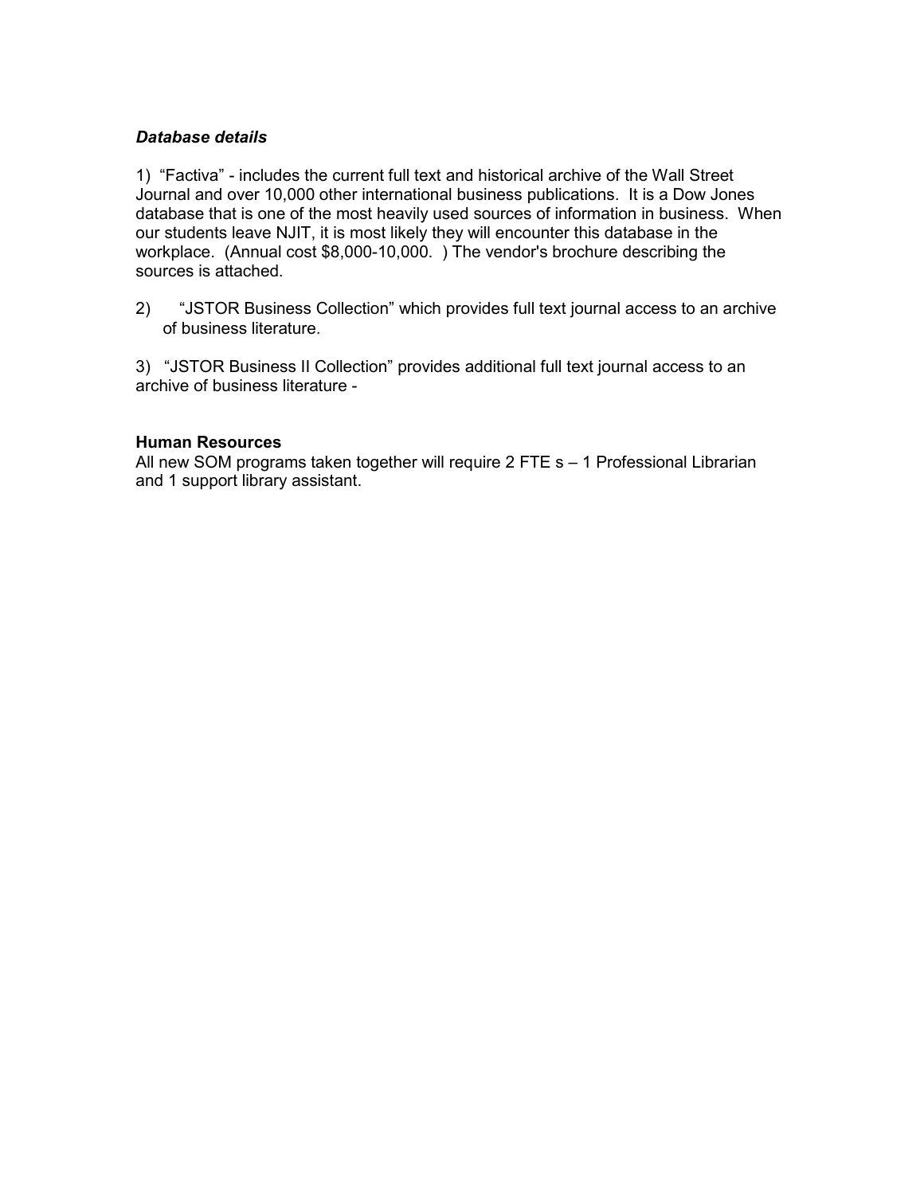***Database details***

1) "Factiva" - includes the current full text and historical archive of the Wall Street Journal and over 10,000 other international business publications. It is a Dow Jones database that is one of the most heavily used sources of information in business. When our students leave NJIT, it is most likely they will encounter this database in the workplace. (Annual cost $8,000-10,000. ) The vendor's brochure describing the sources is attached.

2) "JSTOR Business Collection" which provides full text journal access to an archive of business literature.

3) "JSTOR Business II Collection" provides additional full text journal access to an archive of business literature -

**Human Resources**

All new SOM programs taken together will require 2 FTE s – 1 Professional Librarian and 1 support library assistant.